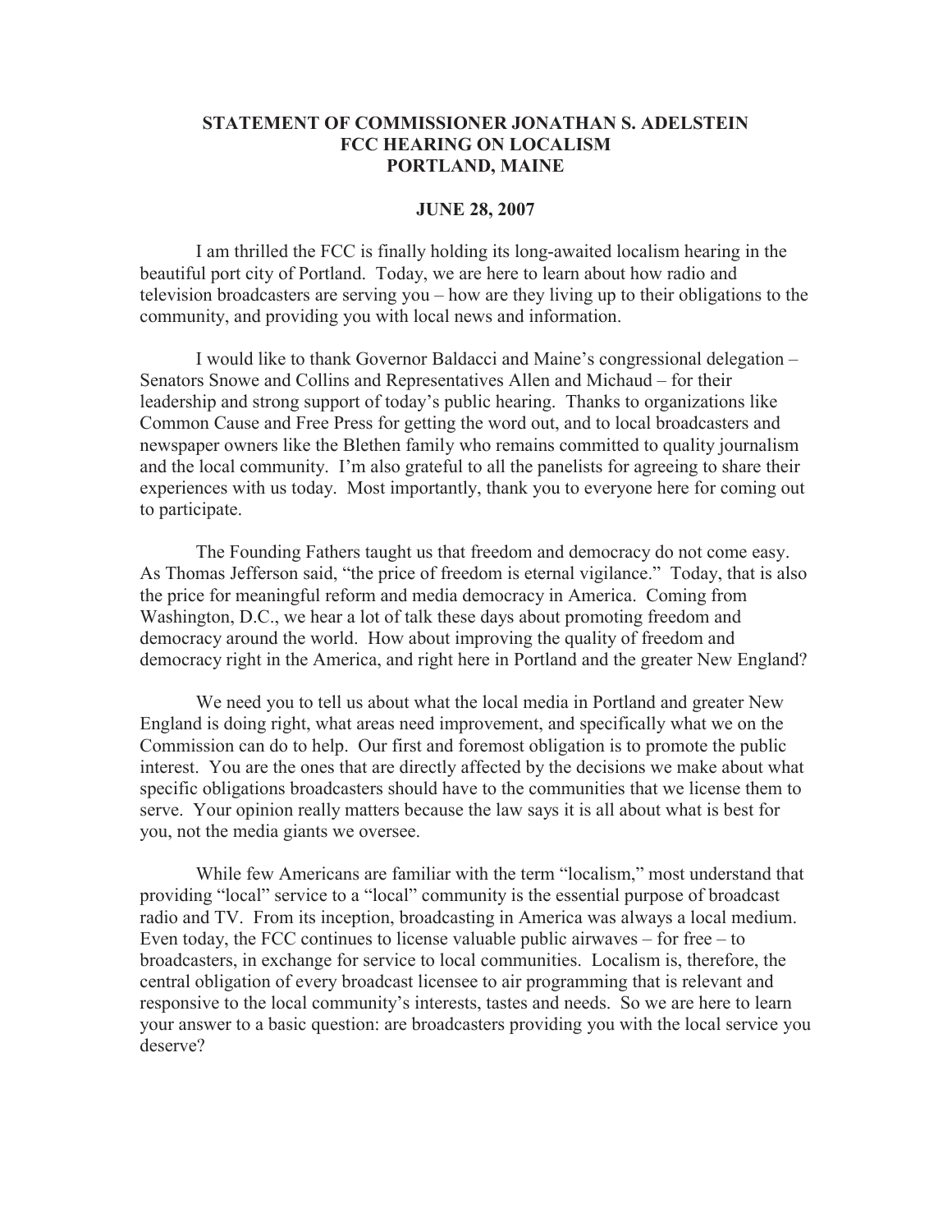# STATEMENT OF COMMISSIONER JONATHAN S. ADELSTEIN
# FCC HEARING ON LOCALISM
# PORTLAND, MAINE

**JUNE 28, 2007**

I am thrilled the FCC is finally holding its long-awaited localism hearing in the beautiful port city of Portland. Today, we are here to learn about how radio and television broadcasters are serving you – how are they living up to their obligations to the community, and providing you with local news and information.

I would like to thank Governor Baldacci and Maine's congressional delegation – Senators Snowe and Collins and Representatives Allen and Michaud – for their leadership and strong support of today's public hearing. Thanks to organizations like Common Cause and Free Press for getting the word out, and to local broadcasters and newspaper owners like the Blethen family who remains committed to quality journalism and the local community. I'm also grateful to all the panelists for agreeing to share their experiences with us today. Most importantly, thank you to everyone here for coming out to participate.

The Founding Fathers taught us that freedom and democracy do not come easy. As Thomas Jefferson said, "the price of freedom is eternal vigilance." Today, that is also the price for meaningful reform and media democracy in America. Coming from Washington, D.C., we hear a lot of talk these days about promoting freedom and democracy around the world. How about improving the quality of freedom and democracy right in the America, and right here in Portland and the greater New England?

We need you to tell us about what the local media in Portland and greater New England is doing right, what areas need improvement, and specifically what we on the Commission can do to help. Our first and foremost obligation is to promote the public interest. You are the ones that are directly affected by the decisions we make about what specific obligations broadcasters should have to the communities that we license them to serve. Your opinion really matters because the law says it is all about what is best for you, not the media giants we oversee.

While few Americans are familiar with the term "localism," most understand that providing "local" service to a "local" community is the essential purpose of broadcast radio and TV. From its inception, broadcasting in America was always a local medium. Even today, the FCC continues to license valuable public airwaves – for free – to broadcasters, in exchange for service to local communities. Localism is, therefore, the central obligation of every broadcast licensee to air programming that is relevant and responsive to the local community's interests, tastes and needs. So we are here to learn your answer to a basic question: are broadcasters providing you with the local service you deserve?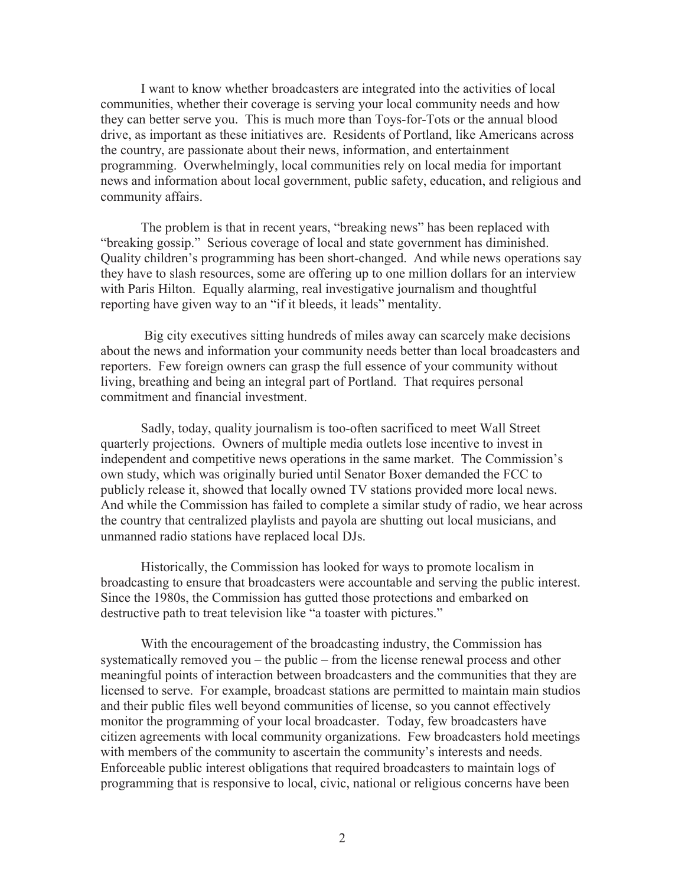I want to know whether broadcasters are integrated into the activities of local communities, whether their coverage is serving your local community needs and how they can better serve you. This is much more than Toys-for-Tots or the annual blood drive, as important as these initiatives are. Residents of Portland, like Americans across the country, are passionate about their news, information, and entertainment programming. Overwhelmingly, local communities rely on local media for important news and information about local government, public safety, education, and religious and community affairs.

The problem is that in recent years, "breaking news" has been replaced with "breaking gossip." Serious coverage of local and state government has diminished. Quality children's programming has been short-changed. And while news operations say they have to slash resources, some are offering up to one million dollars for an interview with Paris Hilton. Equally alarming, real investigative journalism and thoughtful reporting have given way to an "if it bleeds, it leads" mentality.

Big city executives sitting hundreds of miles away can scarcely make decisions about the news and information your community needs better than local broadcasters and reporters. Few foreign owners can grasp the full essence of your community without living, breathing and being an integral part of Portland. That requires personal commitment and financial investment.

Sadly, today, quality journalism is too-often sacrificed to meet Wall Street quarterly projections. Owners of multiple media outlets lose incentive to invest in independent and competitive news operations in the same market. The Commission's own study, which was originally buried until Senator Boxer demanded the FCC to publicly release it, showed that locally owned TV stations provided more local news. And while the Commission has failed to complete a similar study of radio, we hear across the country that centralized playlists and payola are shutting out local musicians, and unmanned radio stations have replaced local DJs.

Historically, the Commission has looked for ways to promote localism in broadcasting to ensure that broadcasters were accountable and serving the public interest. Since the 1980s, the Commission has gutted those protections and embarked on destructive path to treat television like "a toaster with pictures."

With the encouragement of the broadcasting industry, the Commission has systematically removed you – the public – from the license renewal process and other meaningful points of interaction between broadcasters and the communities that they are licensed to serve. For example, broadcast stations are permitted to maintain main studios and their public files well beyond communities of license, so you cannot effectively monitor the programming of your local broadcaster. Today, few broadcasters have citizen agreements with local community organizations. Few broadcasters hold meetings with members of the community to ascertain the community's interests and needs. Enforceable public interest obligations that required broadcasters to maintain logs of programming that is responsive to local, civic, national or religious concerns have been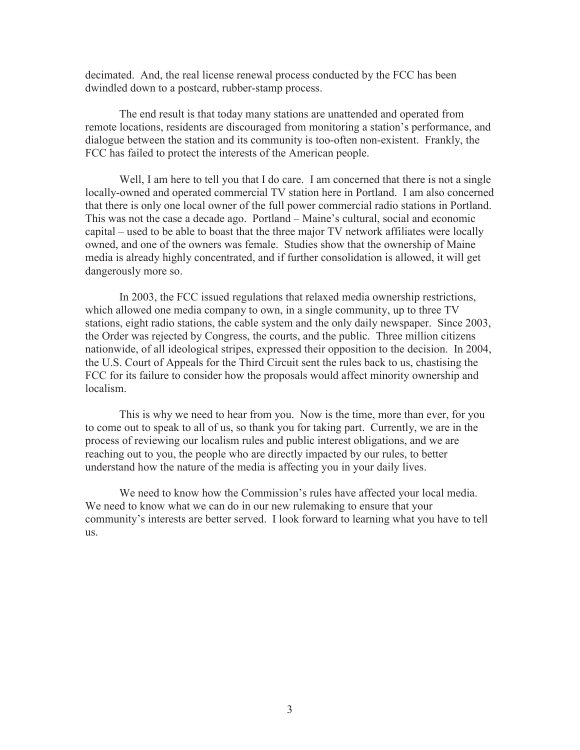decimated. And, the real license renewal process conducted by the FCC has been dwindled down to a postcard, rubber-stamp process.

The end result is that today many stations are unattended and operated from remote locations, residents are discouraged from monitoring a station's performance, and dialogue between the station and its community is too-often non-existent. Frankly, the FCC has failed to protect the interests of the American people.

Well, I am here to tell you that I do care. I am concerned that there is not a single locally-owned and operated commercial TV station here in Portland. I am also concerned that there is only one local owner of the full power commercial radio stations in Portland. This was not the case a decade ago. Portland – Maine's cultural, social and economic capital – used to be able to boast that the three major TV network affiliates were locally owned, and one of the owners was female. Studies show that the ownership of Maine media is already highly concentrated, and if further consolidation is allowed, it will get dangerously more so.

In 2003, the FCC issued regulations that relaxed media ownership restrictions, which allowed one media company to own, in a single community, up to three TV stations, eight radio stations, the cable system and the only daily newspaper. Since 2003, the Order was rejected by Congress, the courts, and the public. Three million citizens nationwide, of all ideological stripes, expressed their opposition to the decision. In 2004, the U.S. Court of Appeals for the Third Circuit sent the rules back to us, chastising the FCC for its failure to consider how the proposals would affect minority ownership and localism.

This is why we need to hear from you. Now is the time, more than ever, for you to come out to speak to all of us, so thank you for taking part. Currently, we are in the process of reviewing our localism rules and public interest obligations, and we are reaching out to you, the people who are directly impacted by our rules, to better understand how the nature of the media is affecting you in your daily lives.

We need to know how the Commission's rules have affected your local media. We need to know what we can do in our new rulemaking to ensure that your community's interests are better served. I look forward to learning what you have to tell us.